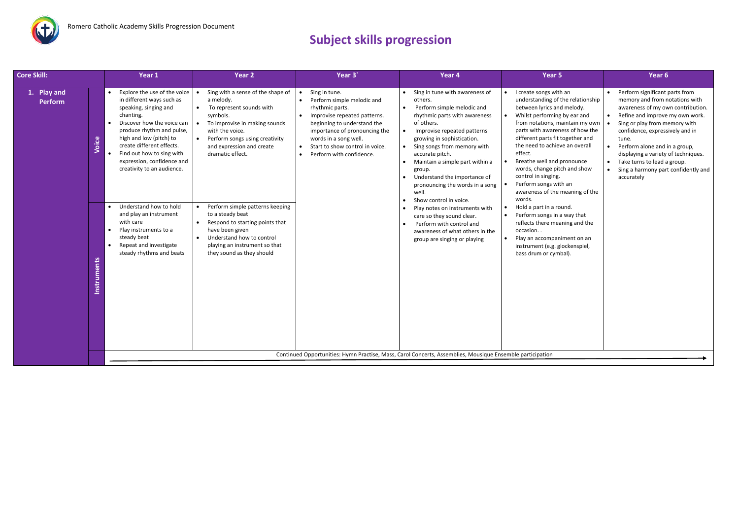Romero Catholic Academy Skills Progression Document

# Subject skills progression

| Core Skill: | | Year 1 | Year 2 | Year 3` | Year 4 | Year 5 | Year 6 |
|---|---|---|---|---|---|---|---|
| 1. Play and Perform | Voice | • Explore the use of the voice in different ways such as speaking, singing and chanting.<br>• Discover how the voice can produce rhythm and pulse, high and low (pitch) to create different effects.<br>• Find out how to sing with expression, confidence and creativity to an audience. | • Sing with a sense of the shape of a melody.<br>• To represent sounds with symbols.<br>• To improvise in making sounds with the voice.<br>• Perform songs using creativity and expression and create dramatic effect. | • Sing in tune.<br>• Perform simple melodic and rhythmic parts.<br>• Improvise repeated patterns. beginning to understand the importance of pronouncing the words in a song well.<br>• Start to show control in voice.<br>• Perform with confidence. | • Sing in tune with awareness of others.<br>• Perform simple melodic and rhythmic parts with awareness of others.<br>• Improvise repeated patterns growing in sophistication.<br>• Sing songs from memory with accurate pitch.<br>• Maintain a simple part within a group.<br>• Understand the importance of pronouncing the words in a song well.<br>• Show control in voice.<br>• Play notes on instruments with care so they sound clear.<br>• Perform with control and awareness of what others in the group are singing or playing | • I create songs with an understanding of the relationship between lyrics and melody.<br>• Whilst performing by ear and from notations, maintain my own parts with awareness of how the different parts fit together and the need to achieve an overall effect.<br>• Breathe well and pronounce words, change pitch and show control in singing.<br>• Perform songs with an awareness of the meaning of the words.<br>• Hold a part in a round.<br>• Perform songs in a way that reflects there meaning and the occasion. .<br>• Play an accompaniment on an instrument (e.g. glockenspiel, bass drum or cymbal). | • Perform significant parts from memory and from notations with awareness of my own contribution.<br>• Refine and improve my own work.<br>• Sing or play from memory with confidence, expressively and in tune.<br>• Perform alone and in a group, displaying a variety of techniques.<br>• Take turns to lead a group.<br>• Sing a harmony part confidently and accurately |
| | Instruments | • Understand how to hold and play an instrument with care<br>• Play instruments to a steady beat<br>• Repeat and investigate steady rhythms and beats | • Perform simple patterns keeping to a steady beat<br>• Respond to starting points that have been given<br>• Understand how to control playing an instrument so that they sound as they should | | | | |
| | | Continued Opportunities: Hymn Practise, Mass, Carol Concerts, Assemblies, Mousique Ensemble participation | | | | | |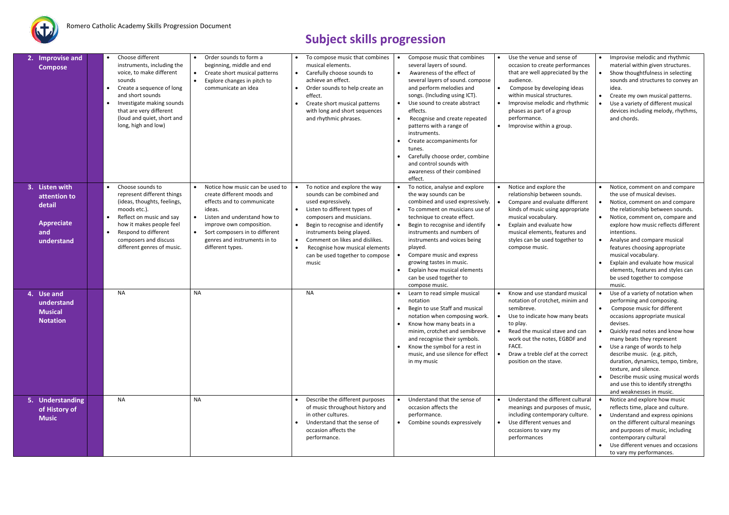# Subject skills progression

| | | | | | | | |
|---|---|---|---|---|---|---|---|
| **2. Improvise and Compose** | | • Choose different instruments, including the voice, to make different sounds<br>• Create a sequence of long and short sounds<br>• Investigate making sounds that are very different (loud and quiet, short and long, high and low) | • Order sounds to form a beginning, middle and end<br>• Create short musical patterns<br>• Explore changes in pitch to communicate an idea | • To compose music that combines musical elements.<br>• Carefully choose sounds to achieve an effect.<br>• Order sounds to help create an effect.<br>• Create short musical patterns with long and short sequences and rhythmic phrases. | • Compose music that combines several layers of sound.<br>• Awareness of the effect of several layers of sound. compose and perform melodies and songs. (Including using ICT).<br>• Use sound to create abstract effects.<br>• Recognise and create repeated patterns with a range of instruments.<br>• Create accompaniments for tunes.<br>• Carefully choose order, combine and control sounds with awareness of their combined effect. | • Use the venue and sense of occasion to create performances that are well appreciated by the audience.<br>• Compose by developing ideas within musical structures.<br>• Improvise melodic and rhythmic phases as part of a group performance.<br>• Improvise within a group. | • Improvise melodic and rhythmic material within given structures.<br>• Show thoughtfulness in selecting sounds and structures to convey an idea.<br>• Create my own musical patterns.<br>• Use a variety of different musical devices including melody, rhythms, and chords. |
| **3. Listen with attention to detail**<br><br>**Appreciate and understand** | | • Choose sounds to represent different things (ideas, thoughts, feelings, moods etc.).<br>• Reflect on music and say how it makes people feel<br>• Respond to different composers and discuss different genres of music. | • Notice how music can be used to create different moods and effects and to communicate ideas.<br>• Listen and understand how to improve own composition.<br>• Sort composers in to different genres and instruments in to different types. | • To notice and explore the way sounds can be combined and used expressively.<br>• Listen to different types of composers and musicians.<br>• Begin to recognise and identify instruments being played.<br>• Comment on likes and dislikes.<br>• Recognise how musical elements can be used together to compose music | • To notice, analyse and explore the way sounds can be combined and used expressively.<br>• To comment on musicians use of technique to create effect.<br>• Begin to recognise and identify instruments and numbers of instruments and voices being played.<br>• Compare music and express growing tastes in music.<br>• Explain how musical elements can be used together to compose music. | • Notice and explore the relationship between sounds.<br>• Compare and evaluate different kinds of music using appropriate musical vocabulary.<br>• Explain and evaluate how musical elements, features and styles can be used together to compose music. | • Notice, comment on and compare the use of musical devises.<br>• Notice, comment on and compare the relationship between sounds.<br>• Notice, comment on, compare and explore how music reflects different intentions.<br>• Analyse and compare musical features choosing appropriate musical vocabulary.<br>• Explain and evaluate how musical elements, features and styles can be used together to compose music. |
| **4. Use and understand Musical Notation** | | NA | NA | NA | • Learn to read simple musical notation<br>• Begin to use Staff and musical notation when composing work.<br>• Know how many beats in a minim, crotchet and semibreve and recognise their symbols.<br>• Know the symbol for a rest in music, and use silence for effect in my music | • Know and use standard musical notation of crotchet, minim and semibreve.<br>• Use to indicate how many beats to play.<br>• Read the musical stave and can work out the notes, EGBDF and FACE.<br>• Draw a treble clef at the correct position on the stave. | • Use of a variety of notation when performing and composing.<br>• Compose music for different occasions appropriate musical devises.<br>• Quickly read notes and know how many beats they represent<br>• Use a range of words to help describe music. (e.g. pitch, duration, dynamics, tempo, timbre, texture, and silence.<br>• Describe music using musical words and use this to identify strengths and weaknesses in music. |
| **5. Understanding of History of Music** | | NA | NA | • Describe the different purposes of music throughout history and in other cultures.<br>• Understand that the sense of occasion affects the performance. | • Understand that the sense of occasion affects the performance.<br>• Combine sounds expressively | • Understand the different cultural meanings and purposes of music, including contemporary culture.<br>• Use different venues and occasions to vary my performances | • Notice and explore how music reflects time, place and culture.<br>• Understand and express opinions on the different cultural meanings and purposes of music, including contemporary cultural<br>• Use different venues and occasions to vary my performances. |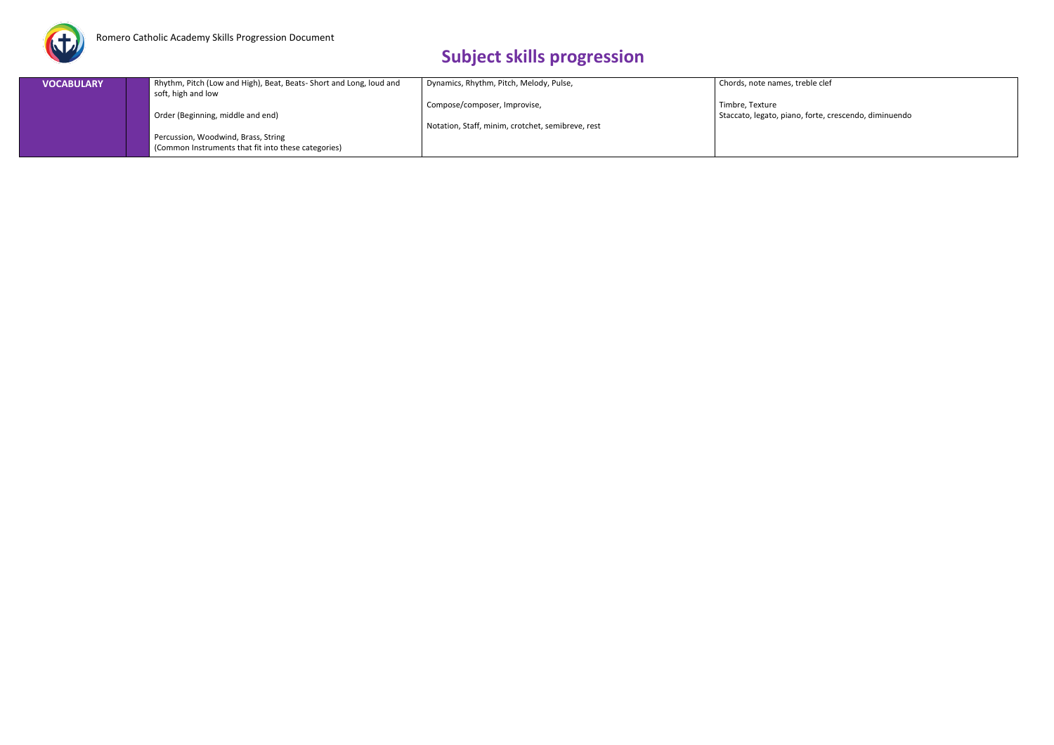## Subject skills progression

| | | | | |
|---|---|---|---|---|
| **VOCABULARY** | | Rhythm, Pitch (Low and High), Beat, Beats- Short and Long, loud and soft, high and low<br><br>Order (Beginning, middle and end)<br><br>Percussion, Woodwind, Brass, String<br>(Common Instruments that fit into these categories) | Dynamics, Rhythm, Pitch, Melody, Pulse,<br><br>Compose/composer, Improvise,<br><br>Notation, Staff, minim, crotchet, semibreve, rest | Chords, note names, treble clef<br><br>Timbre, Texture<br>Staccato, legato, piano, forte, crescendo, diminuendo |